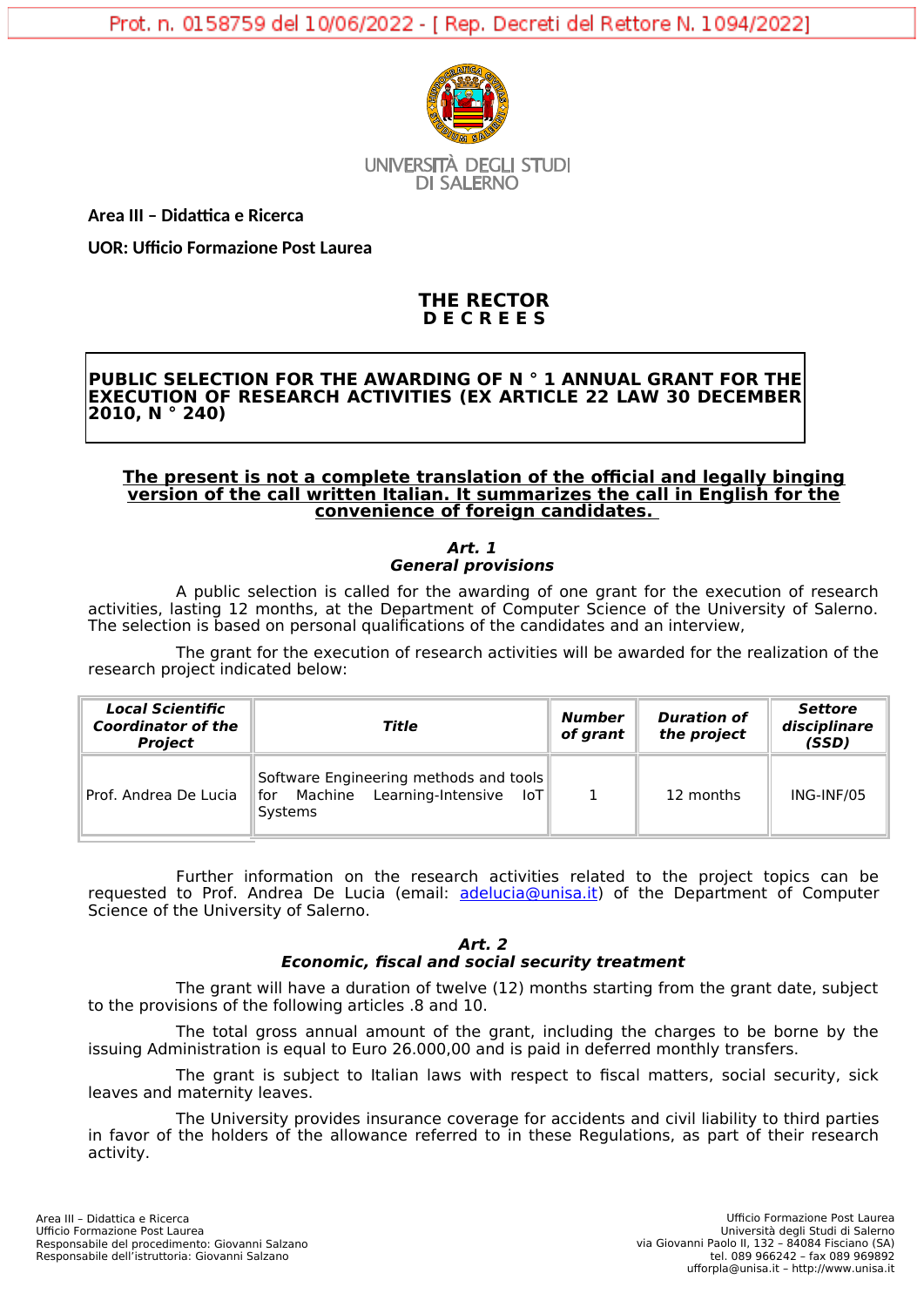Prot. n. 0158759 del 10/06/2022 - [ Rep. Decreti del Rettore N. 1094/2022]

UNIVERSITÀ DEGLI STUDI DI SALERNO

**Area III – Didattica e Ricerca**

**UOR: Ufficio Formazione Post Laurea**

# THE RECTOR
# D E C R E E S

**PUBLIC SELECTION FOR THE AWARDING OF N ° 1 ANNUAL GRANT FOR THE EXECUTION OF RESEARCH ACTIVITIES (EX ARTICLE 22 LAW 30 DECEMBER 2010, N ° 240)**

**The present is not a complete translation of the official and legally binging version of the call written Italian. It summarizes the call in English for the convenience of foreign candidates.**

### *Art. 1*
### *General provisions*

A public selection is called for the awarding of one grant for the execution of research activities, lasting 12 months, at the Department of Computer Science of the University of Salerno. The selection is based on personal qualifications of the candidates and an interview,

The grant for the execution of research activities will be awarded for the realization of the research project indicated below:

| *Local Scientific Coordinator of the Project* | *Title* | *Number of grant* | *Duration of the project* | *Settore disciplinare (SSD)* |
|---|---|---|---|---|
| Prof. Andrea De Lucia | Software Engineering methods and tools for Machine Learning-Intensive IoT Systems | 1 | 12 months | ING-INF/05 |

Further information on the research activities related to the project topics can be requested to Prof. Andrea De Lucia (email: adelucia@unisa.it) of the Department of Computer Science of the University of Salerno.

### *Art. 2*
### *Economic, fiscal and social security treatment*

The grant will have a duration of twelve (12) months starting from the grant date, subject to the provisions of the following articles .8 and 10.

The total gross annual amount of the grant, including the charges to be borne by the issuing Administration is equal to Euro 26.000,00 and is paid in deferred monthly transfers.

The grant is subject to Italian laws with respect to fiscal matters, social security, sick leaves and maternity leaves.

The University provides insurance coverage for accidents and civil liability to third parties in favor of the holders of the allowance referred to in these Regulations, as part of their research activity.

Area III – Didattica e Ricerca
Ufficio Formazione Post Laurea
Responsabile del procedimento: Giovanni Salzano
Responsabile dell'istruttoria: Giovanni Salzano

Ufficio Formazione Post Laurea
Università degli Studi di Salerno
via Giovanni Paolo II, 132 – 84084 Fisciano (SA)
tel. 089 966242 – fax 089 969892
uffforpla@unisa.it – http://www.unisa.it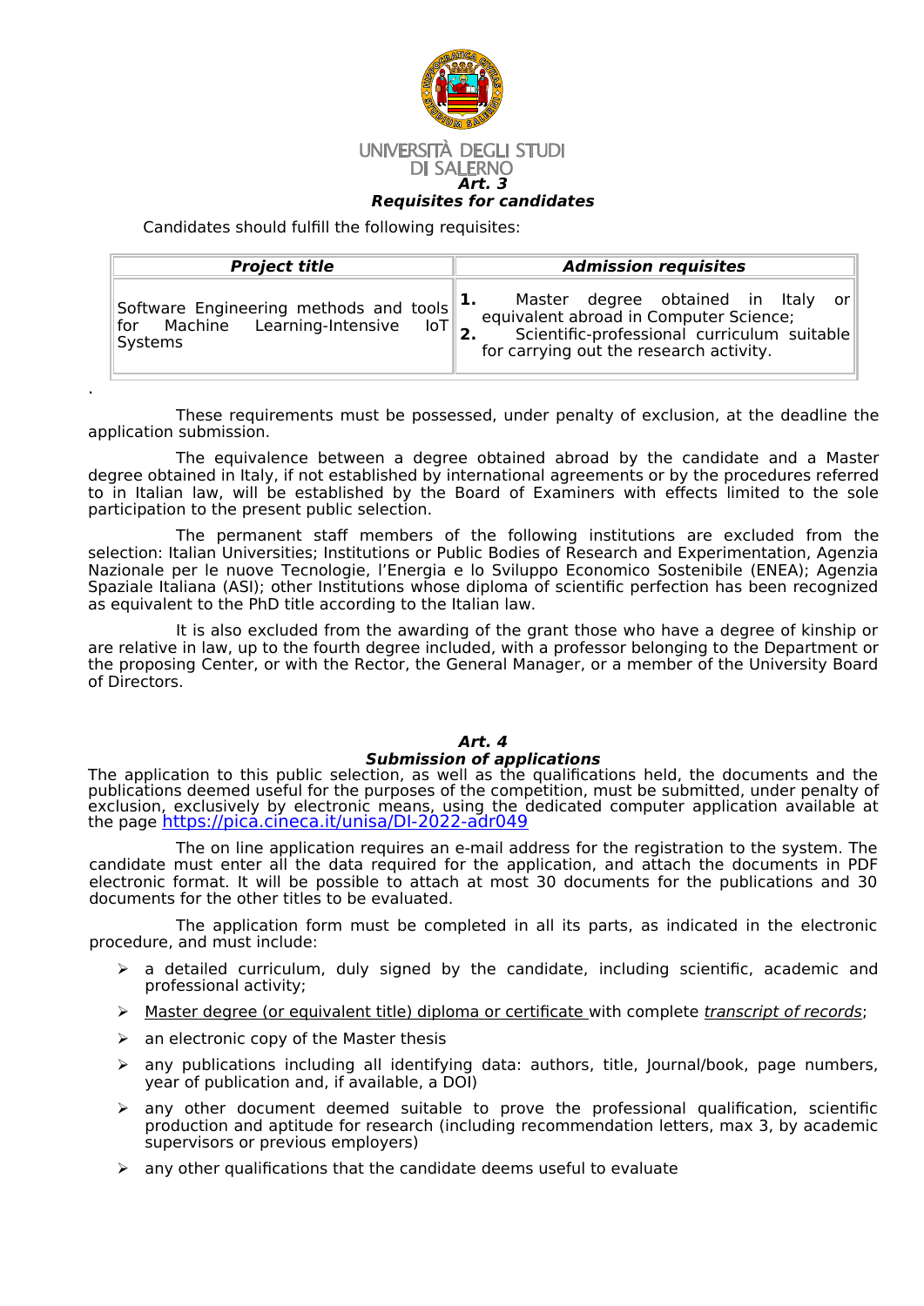## Art. 3
## Requisites for candidates

Candidates should fulfill the following requisites:

| ***Project title*** | ***Admission requisites*** |
|---|---|
| Software Engineering methods and tools for Machine Learning-Intensive IoT Systems | **1.** Master degree obtained in Italy or equivalent abroad in Computer Science; **2.** Scientific-professional curriculum suitable for carrying out the research activity. |

.

These requirements must be possessed, under penalty of exclusion, at the deadline the application submission.

The equivalence between a degree obtained abroad by the candidate and a Master degree obtained in Italy, if not established by international agreements or by the procedures referred to in Italian law, will be established by the Board of Examiners with effects limited to the sole participation to the present public selection.

The permanent staff members of the following institutions are excluded from the selection: Italian Universities; Institutions or Public Bodies of Research and Experimentation, Agenzia Nazionale per le nuove Tecnologie, l'Energia e lo Sviluppo Economico Sostenibile (ENEA); Agenzia Spaziale Italiana (ASI); other Institutions whose diploma of scientific perfection has been recognized as equivalent to the PhD title according to the Italian law.

It is also excluded from the awarding of the grant those who have a degree of kinship or are relative in law, up to the fourth degree included, with a professor belonging to the Department or the proposing Center, or with the Rector, the General Manager, or a member of the University Board of Directors.

## Art. 4
## Submission of applications

The application to this public selection, as well as the qualifications held, the documents and the publications deemed useful for the purposes of the competition, must be submitted, under penalty of exclusion, exclusively by electronic means, using the dedicated computer application available at the page https://pica.cineca.it/unisa/DI-2022-adr049

The on line application requires an e-mail address for the registration to the system. The candidate must enter all the data required for the application, and attach the documents in PDF electronic format. It will be possible to attach at most 30 documents for the publications and 30 documents for the other titles to be evaluated.

The application form must be completed in all its parts, as indicated in the electronic procedure, and must include:

- a detailed curriculum, duly signed by the candidate, including scientific, academic and professional activity;
- Master degree (or equivalent title) diploma or certificate with complete *transcript of records*;
- an electronic copy of the Master thesis
- any publications including all identifying data: authors, title, Journal/book, page numbers, year of publication and, if available, a DOI)
- any other document deemed suitable to prove the professional qualification, scientific production and aptitude for research (including recommendation letters, max 3, by academic supervisors or previous employers)
- any other qualifications that the candidate deems useful to evaluate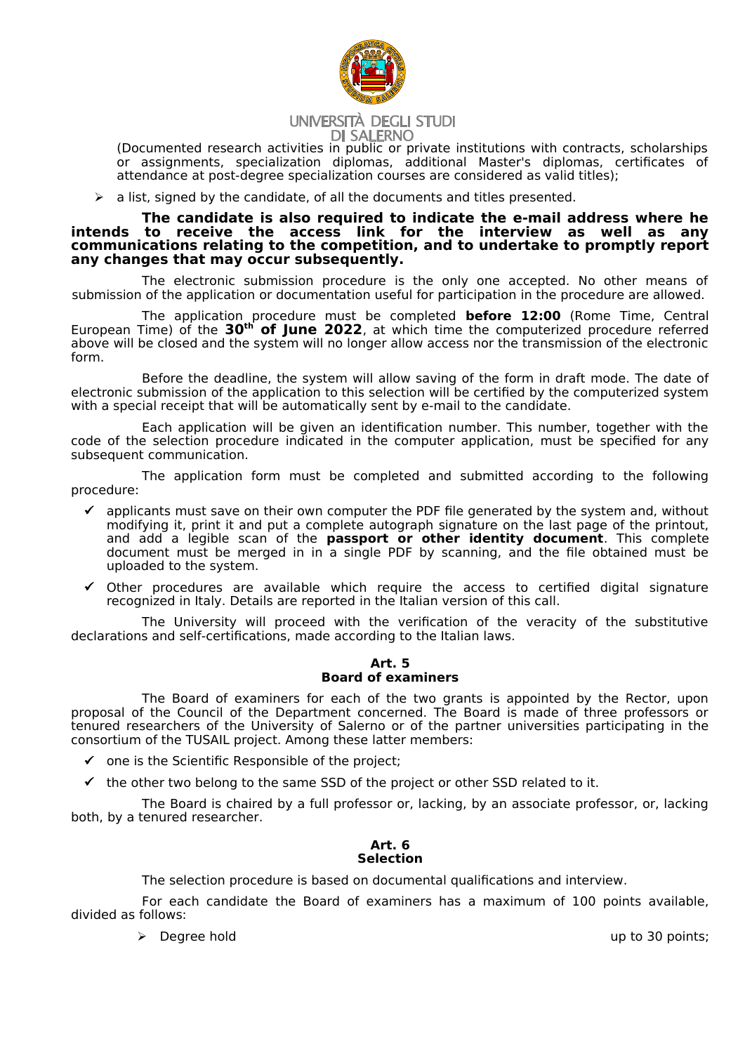(Documented research activities in public or private institutions with contracts, scholarships or assignments, specialization diplomas, additional Master's diplomas, certificates of attendance at post-degree specialization courses are considered as valid titles);

- a list, signed by the candidate, of all the documents and titles presented.

**The candidate is also required to indicate the e-mail address where he intends to receive the access link for the interview as well as any communications relating to the competition, and to undertake to promptly report any changes that may occur subsequently.**

The electronic submission procedure is the only one accepted. No other means of submission of the application or documentation useful for participation in the procedure are allowed.

The application procedure must be completed **before 12:00** (Rome Time, Central European Time) of the **30th of June 2022**, at which time the computerized procedure referred above will be closed and the system will no longer allow access nor the transmission of the electronic form.

Before the deadline, the system will allow saving of the form in draft mode. The date of electronic submission of the application to this selection will be certified by the computerized system with a special receipt that will be automatically sent by e-mail to the candidate.

Each application will be given an identification number. This number, together with the code of the selection procedure indicated in the computer application, must be specified for any subsequent communication.

The application form must be completed and submitted according to the following procedure:

- ✓ applicants must save on their own computer the PDF file generated by the system and, without modifying it, print it and put a complete autograph signature on the last page of the printout, and add a legible scan of the **passport or other identity document**. This complete document must be merged in in a single PDF by scanning, and the file obtained must be uploaded to the system.
- ✓ Other procedures are available which require the access to certified digital signature recognized in Italy. Details are reported in the Italian version of this call.

The University will proceed with the verification of the veracity of the substitutive declarations and self-certifications, made according to the Italian laws.

## Art. 5
## Board of examiners

The Board of examiners for each of the two grants is appointed by the Rector, upon proposal of the Council of the Department concerned. The Board is made of three professors or tenured researchers of the University of Salerno or of the partner universities participating in the consortium of the TUSAIL project. Among these latter members:

- ✓ one is the Scientific Responsible of the project;
- ✓ the other two belong to the same SSD of the project or other SSD related to it.

The Board is chaired by a full professor or, lacking, by an associate professor, or, lacking both, by a tenured researcher.

## Art. 6
## Selection

The selection procedure is based on documental qualifications and interview.

For each candidate the Board of examiners has a maximum of 100 points available, divided as follows:

- Degree hold up to 30 points;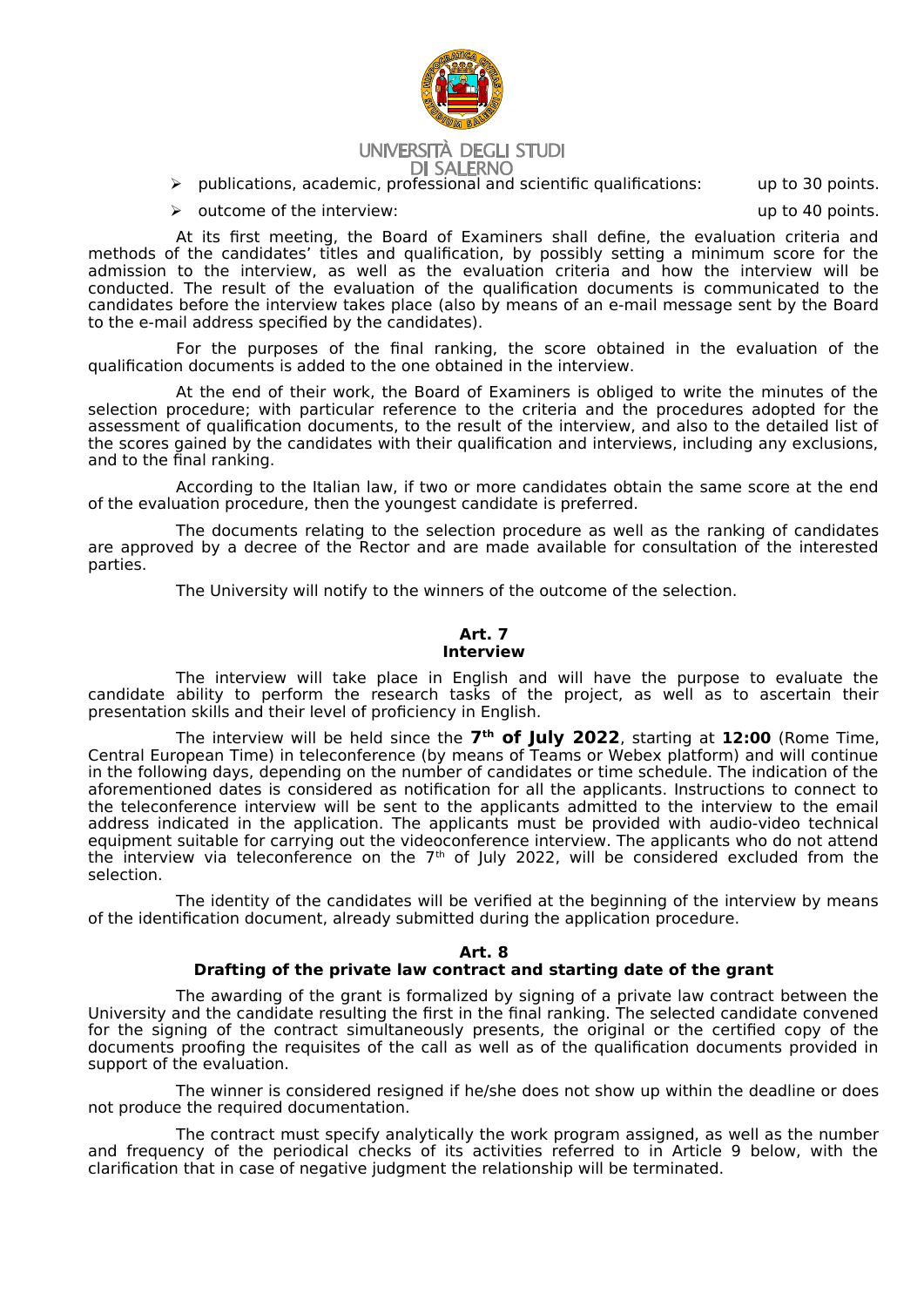- publications, academic, professional and scientific qualifications: up to 30 points.
- outcome of the interview: up to 40 points.

At its first meeting, the Board of Examiners shall define, the evaluation criteria and methods of the candidates' titles and qualification, by possibly setting a minimum score for the admission to the interview, as well as the evaluation criteria and how the interview will be conducted. The result of the evaluation of the qualification documents is communicated to the candidates before the interview takes place (also by means of an e-mail message sent by the Board to the e-mail address specified by the candidates).

For the purposes of the final ranking, the score obtained in the evaluation of the qualification documents is added to the one obtained in the interview.

At the end of their work, the Board of Examiners is obliged to write the minutes of the selection procedure; with particular reference to the criteria and the procedures adopted for the assessment of qualification documents, to the result of the interview, and also to the detailed list of the scores gained by the candidates with their qualification and interviews, including any exclusions, and to the final ranking.

According to the Italian law, if two or more candidates obtain the same score at the end of the evaluation procedure, then the youngest candidate is preferred.

The documents relating to the selection procedure as well as the ranking of candidates are approved by a decree of the Rector and are made available for consultation of the interested parties.

The University will notify to the winners of the outcome of the selection.

## Art. 7
## Interview

The interview will take place in English and will have the purpose to evaluate the candidate ability to perform the research tasks of the project, as well as to ascertain their presentation skills and their level of proficiency in English.

The interview will be held since the **7th of July 2022**, starting at **12:00** (Rome Time, Central European Time) in teleconference (by means of Teams or Webex platform) and will continue in the following days, depending on the number of candidates or time schedule. The indication of the aforementioned dates is considered as notification for all the applicants. Instructions to connect to the teleconference interview will be sent to the applicants admitted to the interview to the email address indicated in the application. The applicants must be provided with audio-video technical equipment suitable for carrying out the videoconference interview. The applicants who do not attend the interview via teleconference on the 7th of July 2022, will be considered excluded from the selection.

The identity of the candidates will be verified at the beginning of the interview by means of the identification document, already submitted during the application procedure.

## Art. 8
## Drafting of the private law contract and starting date of the grant

The awarding of the grant is formalized by signing of a private law contract between the University and the candidate resulting the first in the final ranking. The selected candidate convened for the signing of the contract simultaneously presents, the original or the certified copy of the documents proofing the requisites of the call as well as of the qualification documents provided in support of the evaluation.

The winner is considered resigned if he/she does not show up within the deadline or does not produce the required documentation.

The contract must specify analytically the work program assigned, as well as the number and frequency of the periodical checks of its activities referred to in Article 9 below, with the clarification that in case of negative judgment the relationship will be terminated.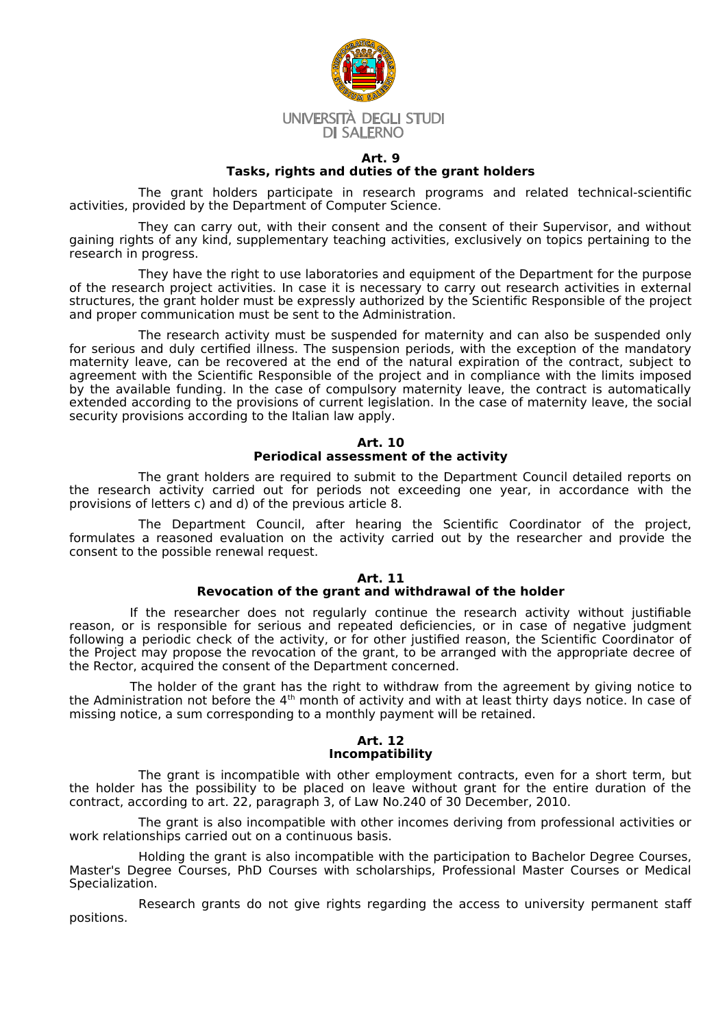## Art. 9
## Tasks, rights and duties of the grant holders

The grant holders participate in research programs and related technical-scientific activities, provided by the Department of Computer Science.

They can carry out, with their consent and the consent of their Supervisor, and without gaining rights of any kind, supplementary teaching activities, exclusively on topics pertaining to the research in progress.

They have the right to use laboratories and equipment of the Department for the purpose of the research project activities. In case it is necessary to carry out research activities in external structures, the grant holder must be expressly authorized by the Scientific Responsible of the project and proper communication must be sent to the Administration.

The research activity must be suspended for maternity and can also be suspended only for serious and duly certified illness. The suspension periods, with the exception of the mandatory maternity leave, can be recovered at the end of the natural expiration of the contract, subject to agreement with the Scientific Responsible of the project and in compliance with the limits imposed by the available funding. In the case of compulsory maternity leave, the contract is automatically extended according to the provisions of current legislation. In the case of maternity leave, the social security provisions according to the Italian law apply.

## Art. 10
## Periodical assessment of the activity

The grant holders are required to submit to the Department Council detailed reports on the research activity carried out for periods not exceeding one year, in accordance with the provisions of letters c) and d) of the previous article 8.

The Department Council, after hearing the Scientific Coordinator of the project, formulates a reasoned evaluation on the activity carried out by the researcher and provide the consent to the possible renewal request.

## Art. 11
## Revocation of the grant and withdrawal of the holder

If the researcher does not regularly continue the research activity without justifiable reason, or is responsible for serious and repeated deficiencies, or in case of negative judgment following a periodic check of the activity, or for other justified reason, the Scientific Coordinator of the Project may propose the revocation of the grant, to be arranged with the appropriate decree of the Rector, acquired the consent of the Department concerned.

The holder of the grant has the right to withdraw from the agreement by giving notice to the Administration not before the 4th month of activity and with at least thirty days notice. In case of missing notice, a sum corresponding to a monthly payment will be retained.

## Art. 12
## Incompatibility

The grant is incompatible with other employment contracts, even for a short term, but the holder has the possibility to be placed on leave without grant for the entire duration of the contract, according to art. 22, paragraph 3, of Law No.240 of 30 December, 2010.

The grant is also incompatible with other incomes deriving from professional activities or work relationships carried out on a continuous basis.

Holding the grant is also incompatible with the participation to Bachelor Degree Courses, Master's Degree Courses, PhD Courses with scholarships, Professional Master Courses or Medical Specialization.

Research grants do not give rights regarding the access to university permanent staff positions.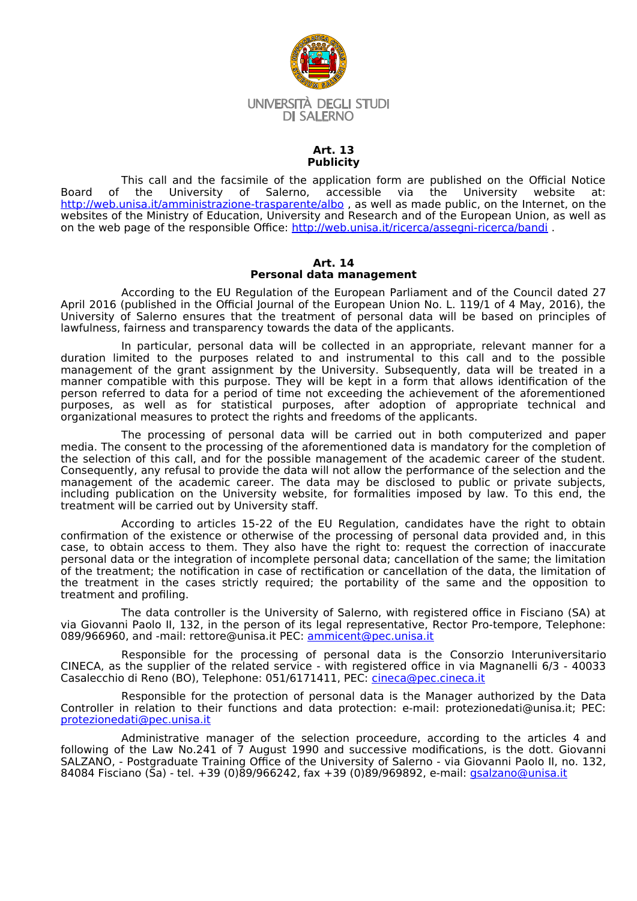## Art. 13
## Publicity

This call and the facsimile of the application form are published on the Official Notice Board of the University of Salerno, accessible via the University website at: http://web.unisa.it/amministrazione-trasparente/albo , as well as made public, on the Internet, on the websites of the Ministry of Education, University and Research and of the European Union, as well as on the web page of the responsible Office: http://web.unisa.it/ricerca/assegni-ricerca/bandi .

## Art. 14
## Personal data management

According to the EU Regulation of the European Parliament and of the Council dated 27 April 2016 (published in the Official Journal of the European Union No. L. 119/1 of 4 May, 2016), the University of Salerno ensures that the treatment of personal data will be based on principles of lawfulness, fairness and transparency towards the data of the applicants.

In particular, personal data will be collected in an appropriate, relevant manner for a duration limited to the purposes related to and instrumental to this call and to the possible management of the grant assignment by the University. Subsequently, data will be treated in a manner compatible with this purpose. They will be kept in a form that allows identification of the person referred to data for a period of time not exceeding the achievement of the aforementioned purposes, as well as for statistical purposes, after adoption of appropriate technical and organizational measures to protect the rights and freedoms of the applicants.

The processing of personal data will be carried out in both computerized and paper media. The consent to the processing of the aforementioned data is mandatory for the completion of the selection of this call, and for the possible management of the academic career of the student. Consequently, any refusal to provide the data will not allow the performance of the selection and the management of the academic career. The data may be disclosed to public or private subjects, including publication on the University website, for formalities imposed by law. To this end, the treatment will be carried out by University staff.

According to articles 15-22 of the EU Regulation, candidates have the right to obtain confirmation of the existence or otherwise of the processing of personal data provided and, in this case, to obtain access to them. They also have the right to: request the correction of inaccurate personal data or the integration of incomplete personal data; cancellation of the same; the limitation of the treatment; the notification in case of rectification or cancellation of the data, the limitation of the treatment in the cases strictly required; the portability of the same and the opposition to treatment and profiling.

The data controller is the University of Salerno, with registered office in Fisciano (SA) at via Giovanni Paolo II, 132, in the person of its legal representative, Rector Pro-tempore, Telephone: 089/966960, and -mail: rettore@unisa.it PEC: ammicent@pec.unisa.it

Responsible for the processing of personal data is the Consorzio Interuniversitario CINECA, as the supplier of the related service - with registered office in via Magnanelli 6/3 - 40033 Casalecchio di Reno (BO), Telephone: 051/6171411, PEC: cineca@pec.cineca.it

Responsible for the protection of personal data is the Manager authorized by the Data Controller in relation to their functions and data protection: e-mail: protezionedati@unisa.it; PEC: protezionedati@pec.unisa.it

Administrative manager of the selection proceedure, according to the articles 4 and following of the Law No.241 of 7 August 1990 and successive modifications, is the dott. Giovanni SALZANO, - Postgraduate Training Office of the University of Salerno - via Giovanni Paolo II, no. 132, 84084 Fisciano (Sa) - tel. +39 (0)89/966242, fax +39 (0)89/969892, e-mail: gsalzano@unisa.it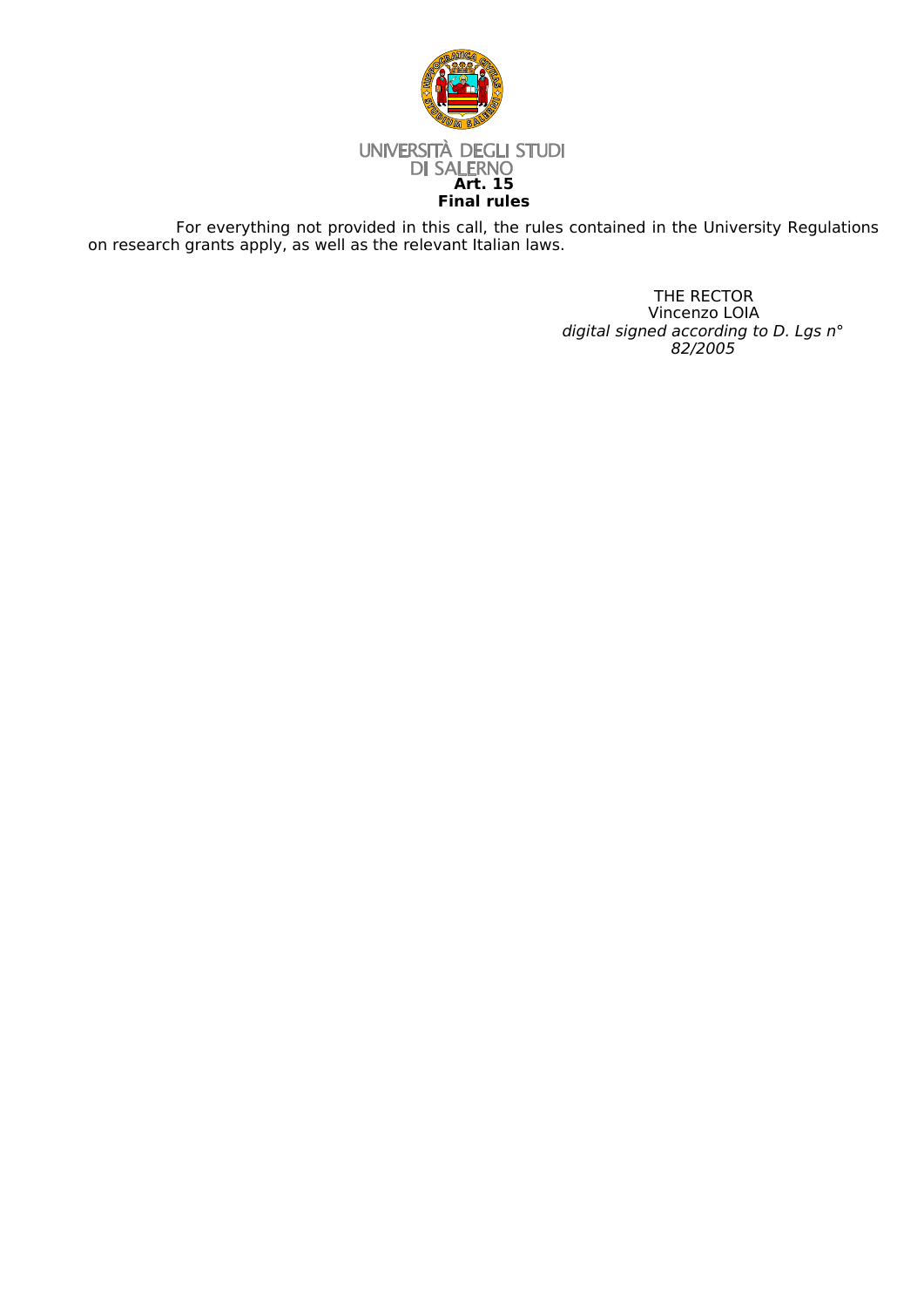**Art. 15**
**Final rules**

For everything not provided in this call, the rules contained in the University Regulations on research grants apply, as well as the relevant Italian laws.

THE RECTOR
Vincenzo LOIA
*digital signed according to D. Lgs n° 82/2005*